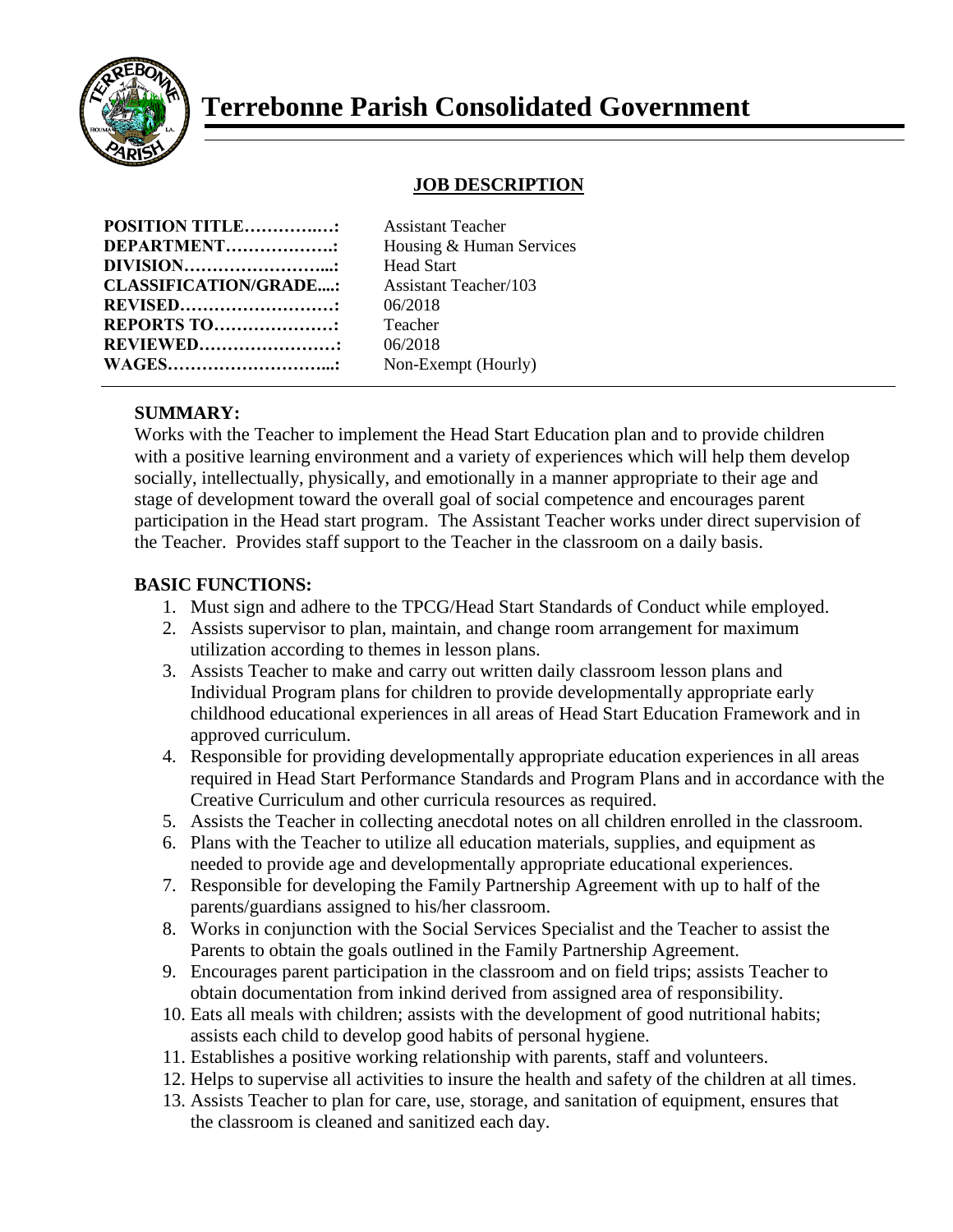# Terrebonne Parish Consolidated Government

## JOB DESCRIPTION

| | |
|---|---|
| **POSITION TITLE…………..…:** | Assistant Teacher |
| **DEPARTMENT……………….:** | Housing & Human Services |
| **DIVISION……………………...:** | Head Start |
| **CLASSIFICATION/GRADE....:** | Assistant Teacher/103 |
| **REVISED………………………:** | 06/2018 |
| **REPORTS TO…………………:** | Teacher |
| **REVIEWED……………………:** | 06/2018 |
| **WAGES………………………...:** | Non-Exempt (Hourly) |

**SUMMARY:**

Works with the Teacher to implement the Head Start Education plan and to provide children with a positive learning environment and a variety of experiences which will help them develop socially, intellectually, physically, and emotionally in a manner appropriate to their age and stage of development toward the overall goal of social competence and encourages parent participation in the Head start program. The Assistant Teacher works under direct supervision of the Teacher. Provides staff support to the Teacher in the classroom on a daily basis.

**BASIC FUNCTIONS:**

1. Must sign and adhere to the TPCG/Head Start Standards of Conduct while employed.
2. Assists supervisor to plan, maintain, and change room arrangement for maximum utilization according to themes in lesson plans.
3. Assists Teacher to make and carry out written daily classroom lesson plans and Individual Program plans for children to provide developmentally appropriate early childhood educational experiences in all areas of Head Start Education Framework and in approved curriculum.
4. Responsible for providing developmentally appropriate education experiences in all areas required in Head Start Performance Standards and Program Plans and in accordance with the Creative Curriculum and other curricula resources as required.
5. Assists the Teacher in collecting anecdotal notes on all children enrolled in the classroom.
6. Plans with the Teacher to utilize all education materials, supplies, and equipment as needed to provide age and developmentally appropriate educational experiences.
7. Responsible for developing the Family Partnership Agreement with up to half of the parents/guardians assigned to his/her classroom.
8. Works in conjunction with the Social Services Specialist and the Teacher to assist the Parents to obtain the goals outlined in the Family Partnership Agreement.
9. Encourages parent participation in the classroom and on field trips; assists Teacher to obtain documentation from inkind derived from assigned area of responsibility.
10. Eats all meals with children; assists with the development of good nutritional habits; assists each child to develop good habits of personal hygiene.
11. Establishes a positive working relationship with parents, staff and volunteers.
12. Helps to supervise all activities to insure the health and safety of the children at all times.
13. Assists Teacher to plan for care, use, storage, and sanitation of equipment, ensures that the classroom is cleaned and sanitized each day.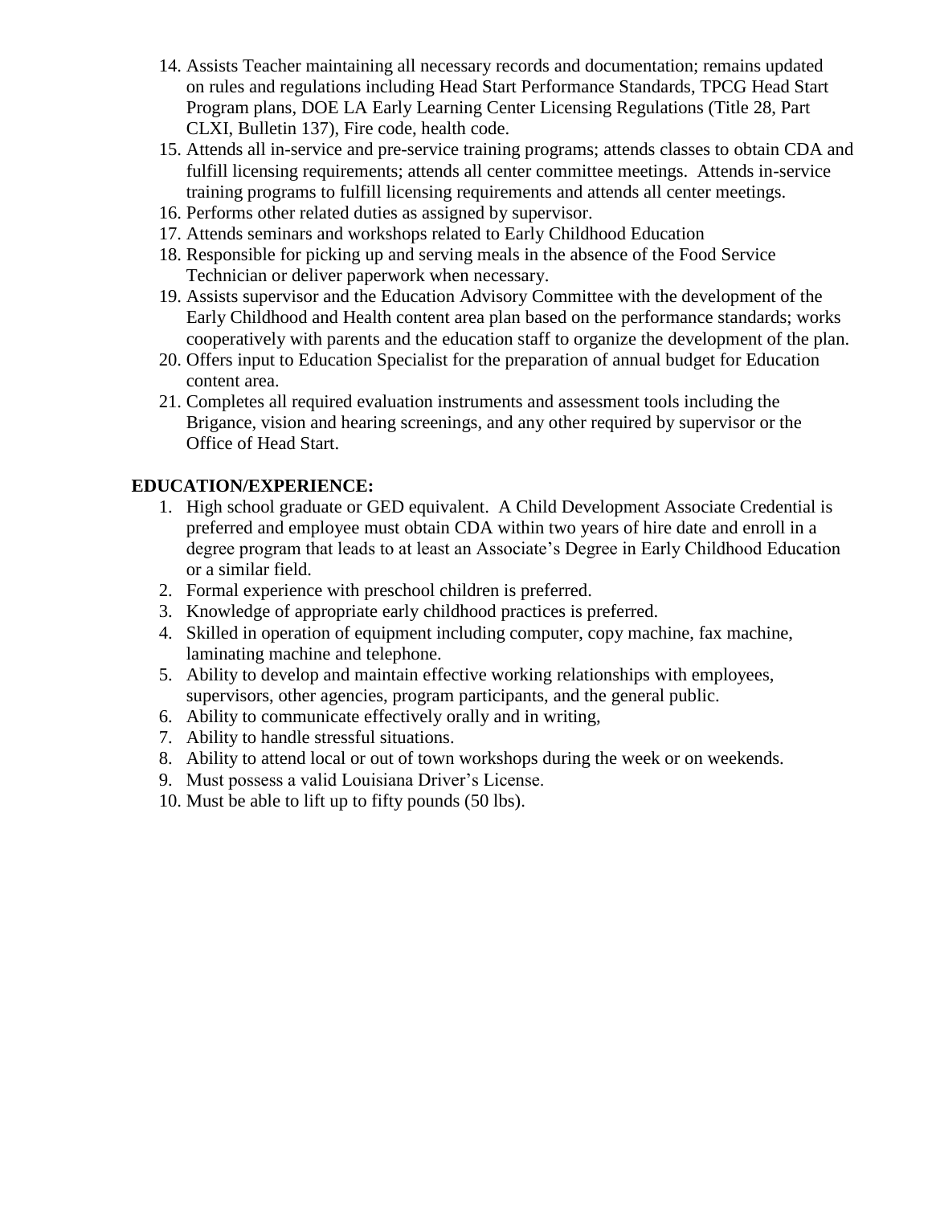14. Assists Teacher maintaining all necessary records and documentation; remains updated on rules and regulations including Head Start Performance Standards, TPCG Head Start Program plans, DOE LA Early Learning Center Licensing Regulations (Title 28, Part CLXI, Bulletin 137), Fire code, health code.
15. Attends all in-service and pre-service training programs; attends classes to obtain CDA and fulfill licensing requirements; attends all center committee meetings. Attends in-service training programs to fulfill licensing requirements and attends all center meetings.
16. Performs other related duties as assigned by supervisor.
17. Attends seminars and workshops related to Early Childhood Education
18. Responsible for picking up and serving meals in the absence of the Food Service Technician or deliver paperwork when necessary.
19. Assists supervisor and the Education Advisory Committee with the development of the Early Childhood and Health content area plan based on the performance standards; works cooperatively with parents and the education staff to organize the development of the plan.
20. Offers input to Education Specialist for the preparation of annual budget for Education content area.
21. Completes all required evaluation instruments and assessment tools including the Brigance, vision and hearing screenings, and any other required by supervisor or the Office of Head Start.

**EDUCATION/EXPERIENCE:**

1. High school graduate or GED equivalent. A Child Development Associate Credential is preferred and employee must obtain CDA within two years of hire date and enroll in a degree program that leads to at least an Associate's Degree in Early Childhood Education or a similar field.
2. Formal experience with preschool children is preferred.
3. Knowledge of appropriate early childhood practices is preferred.
4. Skilled in operation of equipment including computer, copy machine, fax machine, laminating machine and telephone.
5. Ability to develop and maintain effective working relationships with employees, supervisors, other agencies, program participants, and the general public.
6. Ability to communicate effectively orally and in writing,
7. Ability to handle stressful situations.
8. Ability to attend local or out of town workshops during the week or on weekends.
9. Must possess a valid Louisiana Driver's License.
10. Must be able to lift up to fifty pounds (50 lbs).